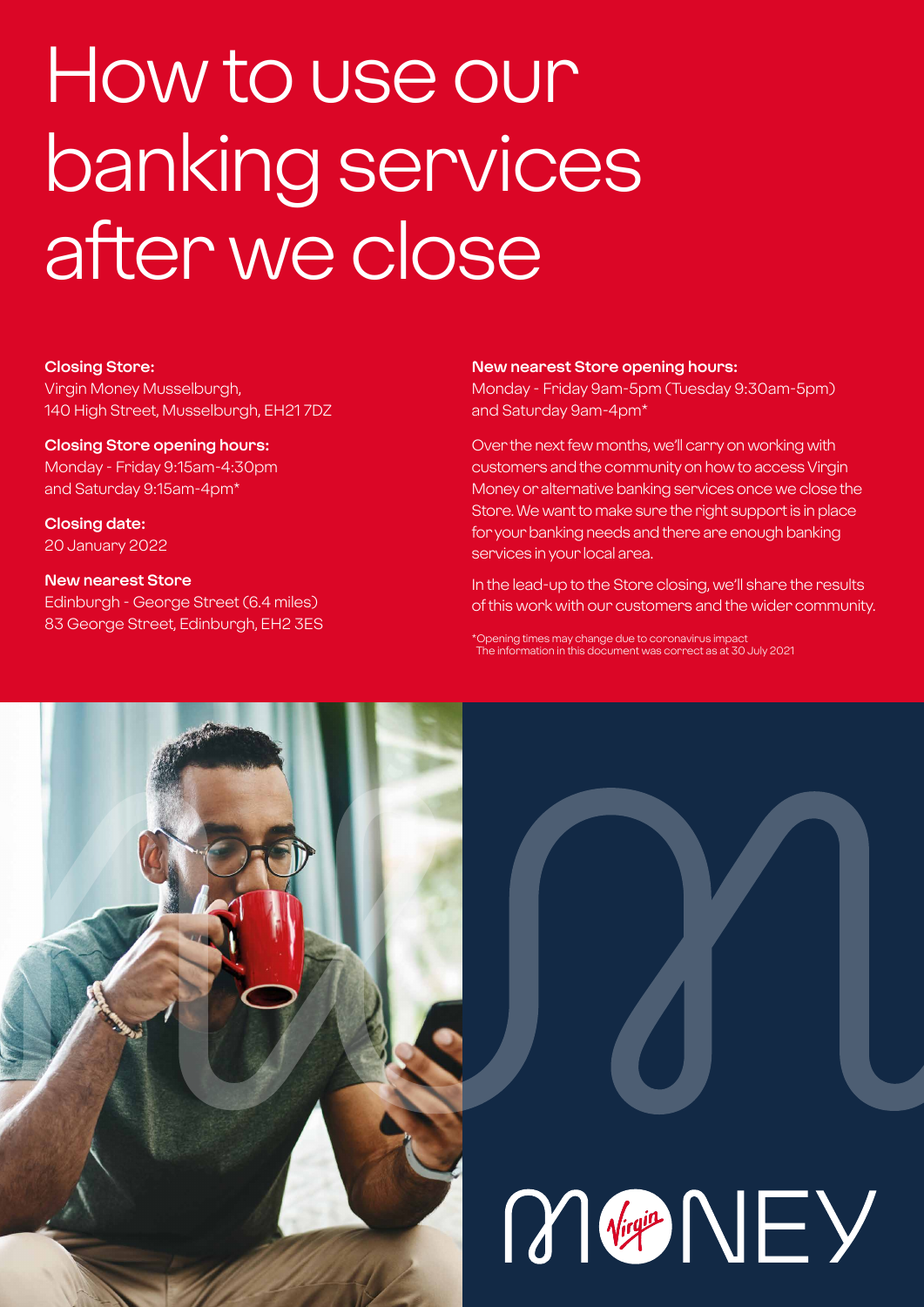# How to use our banking services after we close

**Closing Store:**
Virgin Money Musselburgh,
140 High Street, Musselburgh, EH21 7DZ

**Closing Store opening hours:**
Monday - Friday 9:15am-4:30pm
and Saturday 9:15am-4pm*

**Closing date:**
20 January 2022

**New nearest Store**
Edinburgh - George Street (6.4 miles)
83 George Street, Edinburgh, EH2 3ES

**New nearest Store opening hours:**
Monday - Friday 9am-5pm (Tuesday 9:30am-5pm)
and Saturday 9am-4pm*

Over the next few months, we'll carry on working with customers and the community on how to access Virgin Money or alternative banking services once we close the Store. We want to make sure the right support is in place for your banking needs and there are enough banking services in your local area.

In the lead-up to the Store closing, we'll share the results of this work with our customers and the wider community.

*Opening times may change due to coronavirus impact
The information in this document was correct as at 30 July 2021

MONEY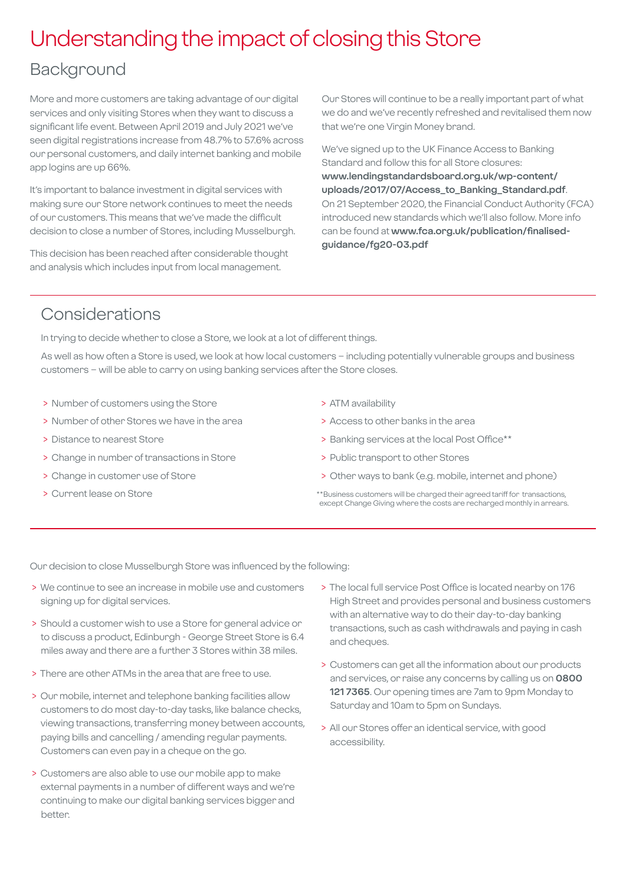# Understanding the impact of closing this Store

## Background

More and more customers are taking advantage of our digital services and only visiting Stores when they want to discuss a significant life event. Between April 2019 and July 2021 we've seen digital registrations increase from 48.7% to 57.6% across our personal customers, and daily internet banking and mobile app logins are up 66%.

It's important to balance investment in digital services with making sure our Store network continues to meet the needs of our customers. This means that we've made the difficult decision to close a number of Stores, including Musselburgh.

This decision has been reached after considerable thought and analysis which includes input from local management.

Our Stores will continue to be a really important part of what we do and we've recently refreshed and revitalised them now that we're one Virgin Money brand.

We've signed up to the UK Finance Access to Banking Standard and follow this for all Store closures: **www.lendingstandardsboard.org.uk/wp-content/uploads/2017/07/Access_to_Banking_Standard.pdf**. On 21 September 2020, the Financial Conduct Authority (FCA) introduced new standards which we'll also follow. More info can be found at **www.fca.org.uk/publication/finalised-guidance/fg20-03.pdf**

## Considerations

In trying to decide whether to close a Store, we look at a lot of different things.

As well as how often a Store is used, we look at how local customers – including potentially vulnerable groups and business customers – will be able to carry on using banking services after the Store closes.

- Number of customers using the Store
- Number of other Stores we have in the area
- Distance to nearest Store
- Change in number of transactions in Store
- Change in customer use of Store
- Current lease on Store
- ATM availability
- Access to other banks in the area
- Banking services at the local Post Office**
- Public transport to other Stores
- Other ways to bank (e.g. mobile, internet and phone)

**Business customers will be charged their agreed tariff for transactions, except Change Giving where the costs are recharged monthly in arrears.

Our decision to close Musselburgh Store was influenced by the following:

- We continue to see an increase in mobile use and customers signing up for digital services.
- Should a customer wish to use a Store for general advice or to discuss a product, Edinburgh - George Street Store is 6.4 miles away and there are a further 3 Stores within 38 miles.
- There are other ATMs in the area that are free to use.
- Our mobile, internet and telephone banking facilities allow customers to do most day-to-day tasks, like balance checks, viewing transactions, transferring money between accounts, paying bills and cancelling / amending regular payments. Customers can even pay in a cheque on the go.
- Customers are also able to use our mobile app to make external payments in a number of different ways and we're continuing to make our digital banking services bigger and better.
- The local full service Post Office is located nearby on 176 High Street and provides personal and business customers with an alternative way to do their day-to-day banking transactions, such as cash withdrawals and paying in cash and cheques.
- Customers can get all the information about our products and services, or raise any concerns by calling us on **0800 121 7365**. Our opening times are 7am to 9pm Monday to Saturday and 10am to 5pm on Sundays.
- All our Stores offer an identical service, with good accessibility.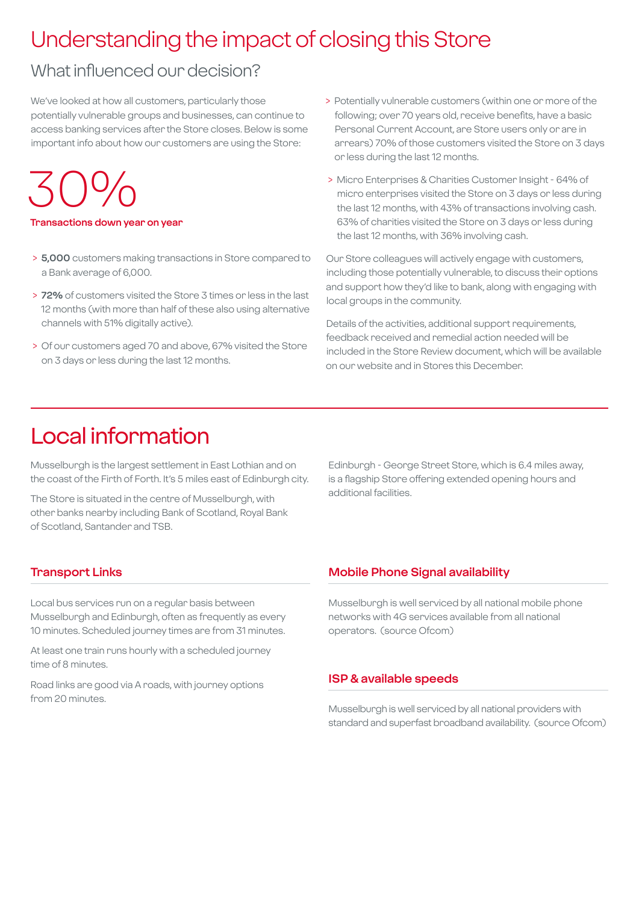# Understanding the impact of closing this Store

## What influenced our decision?

We've looked at how all customers, particularly those potentially vulnerable groups and businesses, can continue to access banking services after the Store closes. Below is some important info about how our customers are using the Store:

30%

**Transactions down year on year**

- **5,000** customers making transactions in Store compared to a Bank average of 6,000.
- **72%** of customers visited the Store 3 times or less in the last 12 months (with more than half of these also using alternative channels with 51% digitally active).
- Of our customers aged 70 and above, 67% visited the Store on 3 days or less during the last 12 months.
- Potentially vulnerable customers (within one or more of the following; over 70 years old, receive benefits, have a basic Personal Current Account, are Store users only or are in arrears) 70% of those customers visited the Store on 3 days or less during the last 12 months.
- Micro Enterprises & Charities Customer Insight - 64% of micro enterprises visited the Store on 3 days or less during the last 12 months, with 43% of transactions involving cash. 63% of charities visited the Store on 3 days or less during the last 12 months, with 36% involving cash.

Our Store colleagues will actively engage with customers, including those potentially vulnerable, to discuss their options and support how they'd like to bank, along with engaging with local groups in the community.

Details of the activities, additional support requirements, feedback received and remedial action needed will be included in the Store Review document, which will be available on our website and in Stores this December.

# Local information

Musselburgh is the largest settlement in East Lothian and on the coast of the Firth of Forth. It's 5 miles east of Edinburgh city.

The Store is situated in the centre of Musselburgh, with other banks nearby including Bank of Scotland, Royal Bank of Scotland, Santander and TSB.

Edinburgh - George Street Store, which is 6.4 miles away, is a flagship Store offering extended opening hours and additional facilities.

### Transport Links

Local bus services run on a regular basis between Musselburgh and Edinburgh, often as frequently as every 10 minutes. Scheduled journey times are from 31 minutes.

At least one train runs hourly with a scheduled journey time of 8 minutes.

Road links are good via A roads, with journey options from 20 minutes.

### Mobile Phone Signal availability

Musselburgh is well serviced by all national mobile phone networks with 4G services available from all national operators. (source Ofcom)

### ISP & available speeds

Musselburgh is well serviced by all national providers with standard and superfast broadband availability. (source Ofcom)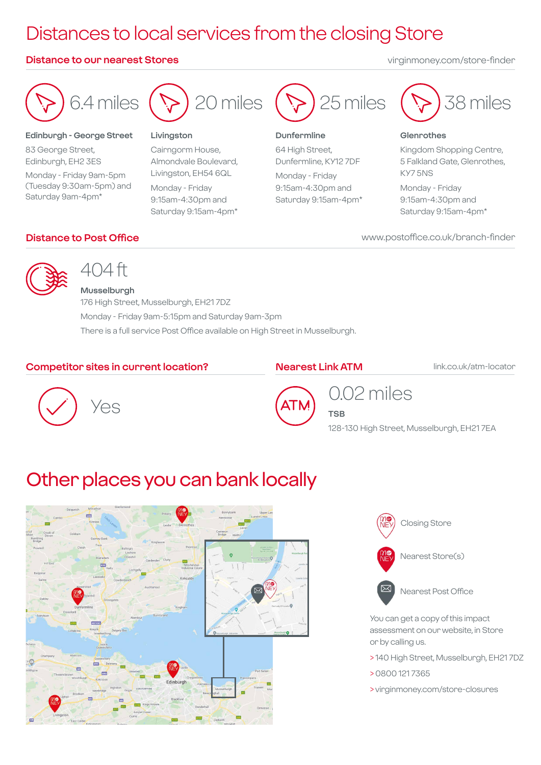# Distances to local services from the closing Store

## Distance to our nearest Stores

virginmoney.com/store-finder

**6.4 miles**

**Edinburgh - George Street**
83 George Street,
Edinburgh, EH2 3ES
Monday - Friday 9am-5pm (Tuesday 9:30am-5pm) and Saturday 9am-4pm*

**20 miles**

**Livingston**
Cairngorm House,
Almondvale Boulevard,
Livingston, EH54 6QL
Monday - Friday
9:15am-4:30pm and
Saturday 9:15am-4pm*

**25 miles**

**Dunfermline**
64 High Street,
Dunfermline, KY12 7DF
Monday - Friday
9:15am-4:30pm and
Saturday 9:15am-4pm*

**38 miles**

**Glenrothes**
Kingdom Shopping Centre,
5 Falkland Gate, Glenrothes,
KY7 5NS
Monday - Friday
9:15am-4:30pm and
Saturday 9:15am-4pm*

## Distance to Post Office

www.postoffice.co.uk/branch-finder

**404 ft**

**Musselburgh**
176 High Street, Musselburgh, EH21 7DZ
Monday - Friday 9am-5:15pm and Saturday 9am-3pm
There is a full service Post Office available on High Street in Musselburgh.

## Competitor sites in current location?

Yes

## Nearest Link ATM

link.co.uk/atm-locator

**0.02 miles**

**TSB**
128-130 High Street, Musselburgh, EH21 7EA

# Other places you can bank locally

Closing Store

Nearest Store(s)

Nearest Post Office

You can get a copy of this impact assessment on our website, in Store or by calling us.

> 140 High Street, Musselburgh, EH21 7DZ

> 0800 121 7365

> virginmoney.com/store-closures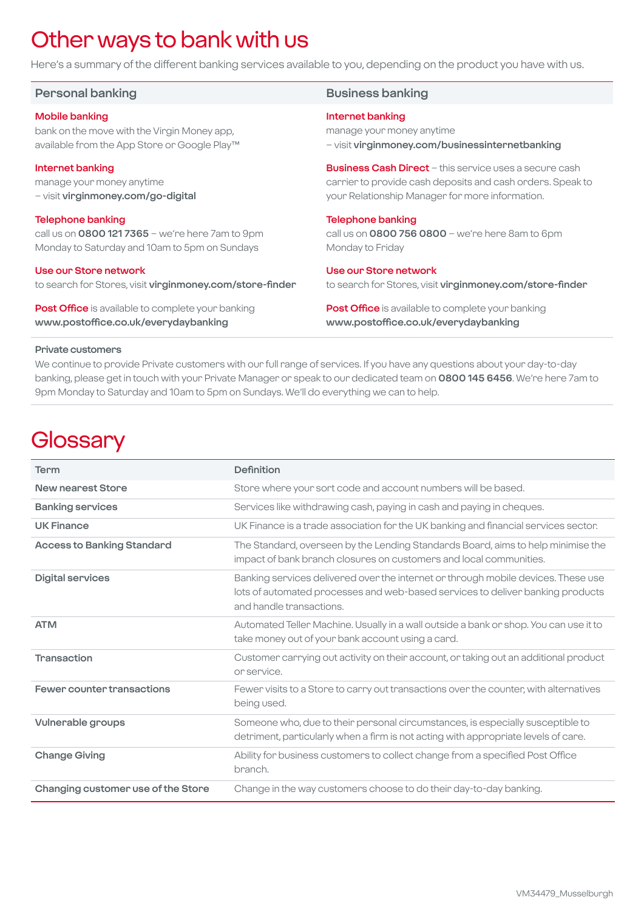# Other ways to bank with us

Here's a summary of the different banking services available to you, depending on the product you have with us.

## Personal banking

**Mobile banking**
bank on the move with the Virgin Money app, available from the App Store or Google Play™

**Internet banking**
manage your money anytime
– visit **virginmoney.com/go-digital**

**Telephone banking**
call us on **0800 121 7365** – we're here 7am to 9pm Monday to Saturday and 10am to 5pm on Sundays

**Use our Store network**
to search for Stores, visit **virginmoney.com/store-finder**

**Post Office** is available to complete your banking
**www.postoffice.co.uk/everydaybanking**

## Business banking

**Internet banking**
manage your money anytime
– visit **virginmoney.com/businessinternetbanking**

**Business Cash Direct** – this service uses a secure cash carrier to provide cash deposits and cash orders. Speak to your Relationship Manager for more information.

**Telephone banking**
call us on **0800 756 0800** – we're here 8am to 6pm Monday to Friday

**Use our Store network**
to search for Stores, visit **virginmoney.com/store-finder**

**Post Office** is available to complete your banking
**www.postoffice.co.uk/everydaybanking**

**Private customers**
We continue to provide Private customers with our full range of services. If you have any questions about your day-to-day banking, please get in touch with your Private Manager or speak to our dedicated team on **0800 145 6456**. We're here 7am to 9pm Monday to Saturday and 10am to 5pm on Sundays. We'll do everything we can to help.

# Glossary

| Term | Definition |
|---|---|
| **New nearest Store** | Store where your sort code and account numbers will be based. |
| **Banking services** | Services like withdrawing cash, paying in cash and paying in cheques. |
| **UK Finance** | UK Finance is a trade association for the UK banking and financial services sector. |
| **Access to Banking Standard** | The Standard, overseen by the Lending Standards Board, aims to help minimise the impact of bank branch closures on customers and local communities. |
| **Digital services** | Banking services delivered over the internet or through mobile devices. These use lots of automated processes and web-based services to deliver banking products and handle transactions. |
| **ATM** | Automated Teller Machine. Usually in a wall outside a bank or shop. You can use it to take money out of your bank account using a card. |
| **Transaction** | Customer carrying out activity on their account, or taking out an additional product or service. |
| **Fewer counter transactions** | Fewer visits to a Store to carry out transactions over the counter, with alternatives being used. |
| **Vulnerable groups** | Someone who, due to their personal circumstances, is especially susceptible to detriment, particularly when a firm is not acting with appropriate levels of care. |
| **Change Giving** | Ability for business customers to collect change from a specified Post Office branch. |
| **Changing customer use of the Store** | Change in the way customers choose to do their day-to-day banking. |

VM34479_Musselburgh